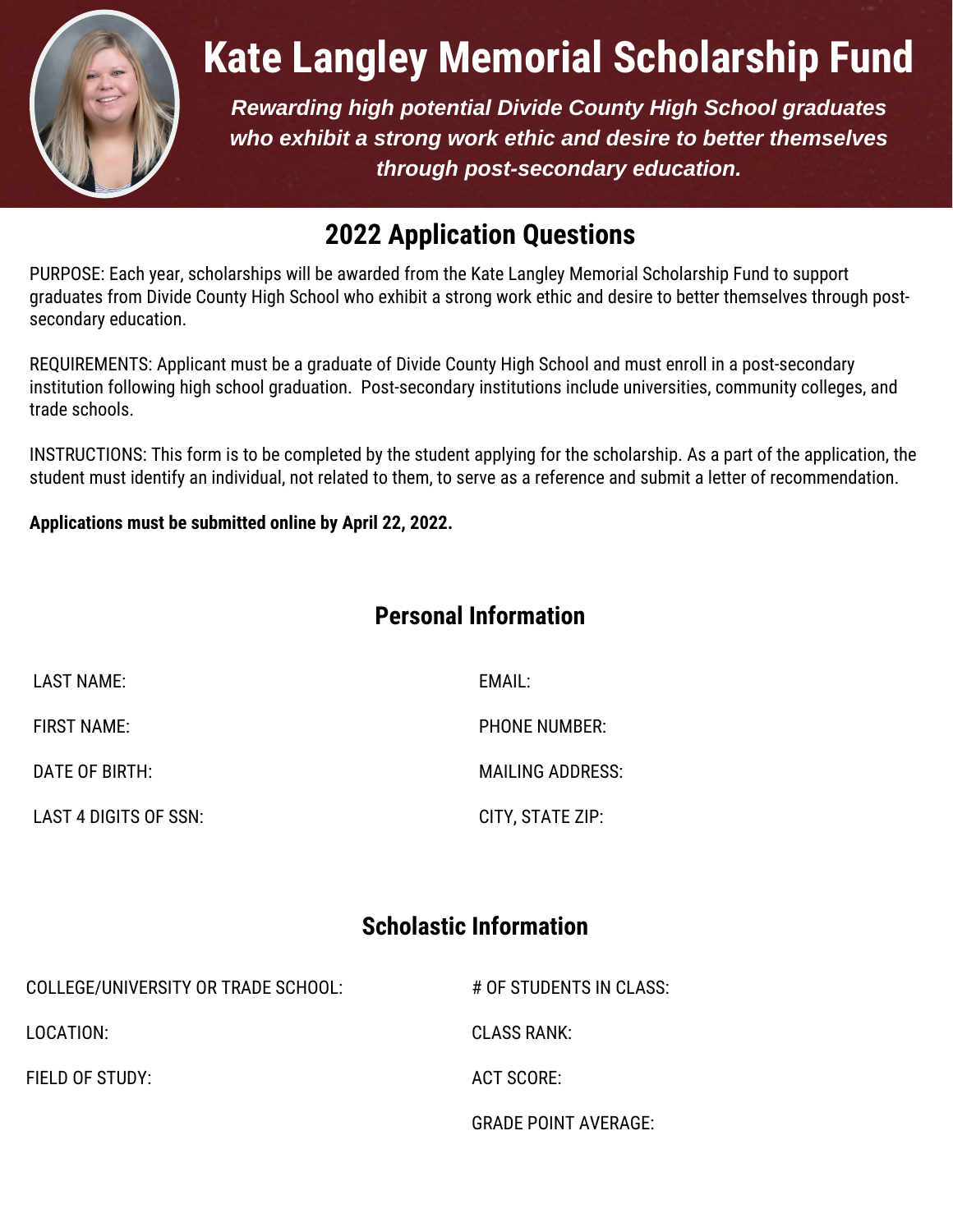# Kate Langley Memorial Scholarship Fund

***Rewarding high potential Divide County High School graduates who exhibit a strong work ethic and desire to better themselves through post-secondary education.***

## 2022 Application Questions

PURPOSE: Each year, scholarships will be awarded from the Kate Langley Memorial Scholarship Fund to support graduates from Divide County High School who exhibit a strong work ethic and desire to better themselves through post-secondary education.

REQUIREMENTS: Applicant must be a graduate of Divide County High School and must enroll in a post-secondary institution following high school graduation. Post-secondary institutions include universities, community colleges, and trade schools.

INSTRUCTIONS: This form is to be completed by the student applying for the scholarship. As a part of the application, the student must identify an individual, not related to them, to serve as a reference and submit a letter of recommendation.

**Applications must be submitted online by April 22, 2022.**

## Personal Information

LAST NAME:

FIRST NAME:

DATE OF BIRTH:

LAST 4 DIGITS OF SSN:

EMAIL:

PHONE NUMBER:

MAILING ADDRESS:

CITY, STATE ZIP:

## Scholastic Information

COLLEGE/UNIVERSITY OR TRADE SCHOOL:

LOCATION:

FIELD OF STUDY:

# OF STUDENTS IN CLASS:

CLASS RANK:

ACT SCORE:

GRADE POINT AVERAGE: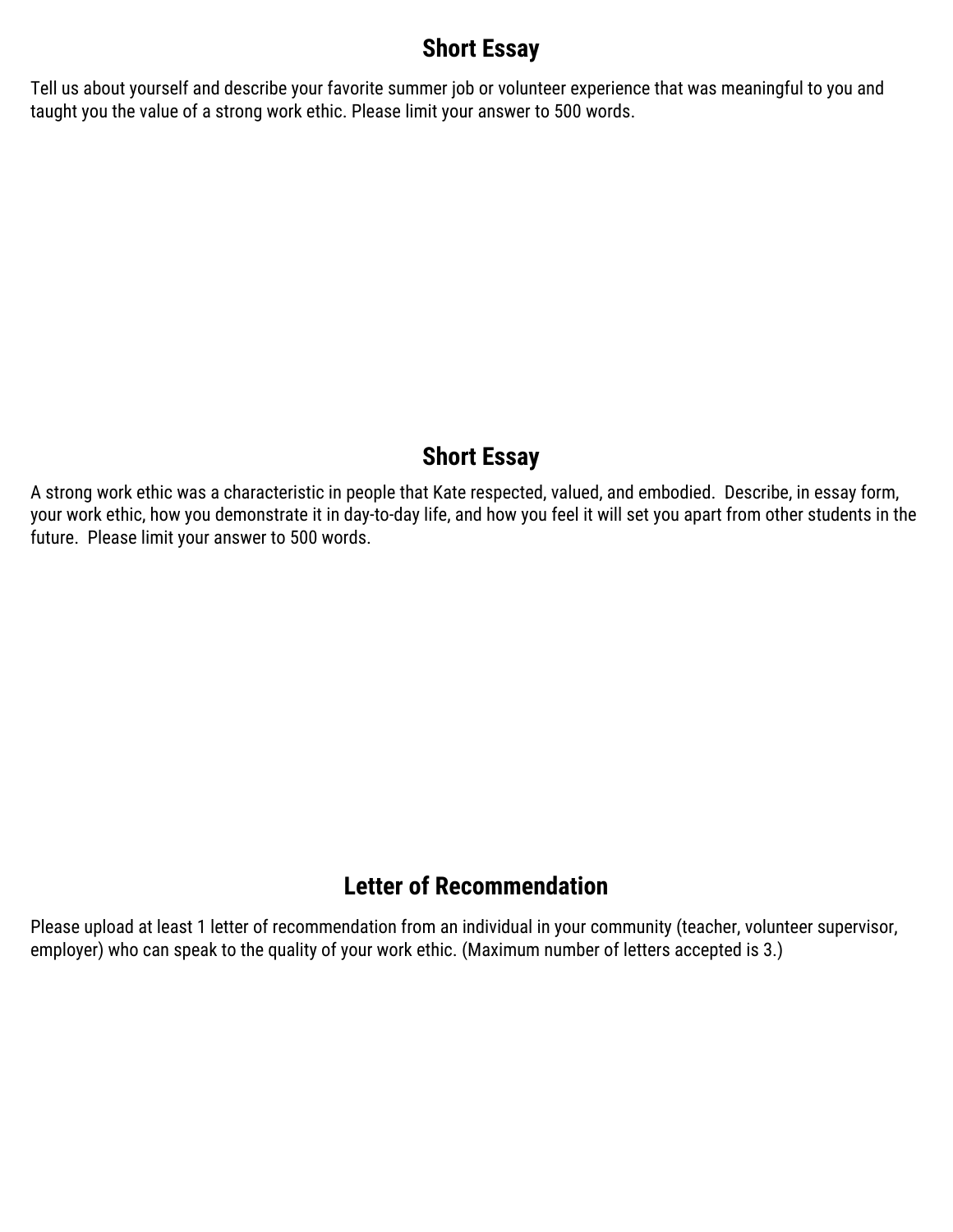## Short Essay

Tell us about yourself and describe your favorite summer job or volunteer experience that was meaningful to you and taught you the value of a strong work ethic. Please limit your answer to 500 words.

## Short Essay

A strong work ethic was a characteristic in people that Kate respected, valued, and embodied. Describe, in essay form, your work ethic, how you demonstrate it in day-to-day life, and how you feel it will set you apart from other students in the future. Please limit your answer to 500 words.

## Letter of Recommendation

Please upload at least 1 letter of recommendation from an individual in your community (teacher, volunteer supervisor, employer) who can speak to the quality of your work ethic. (Maximum number of letters accepted is 3.)